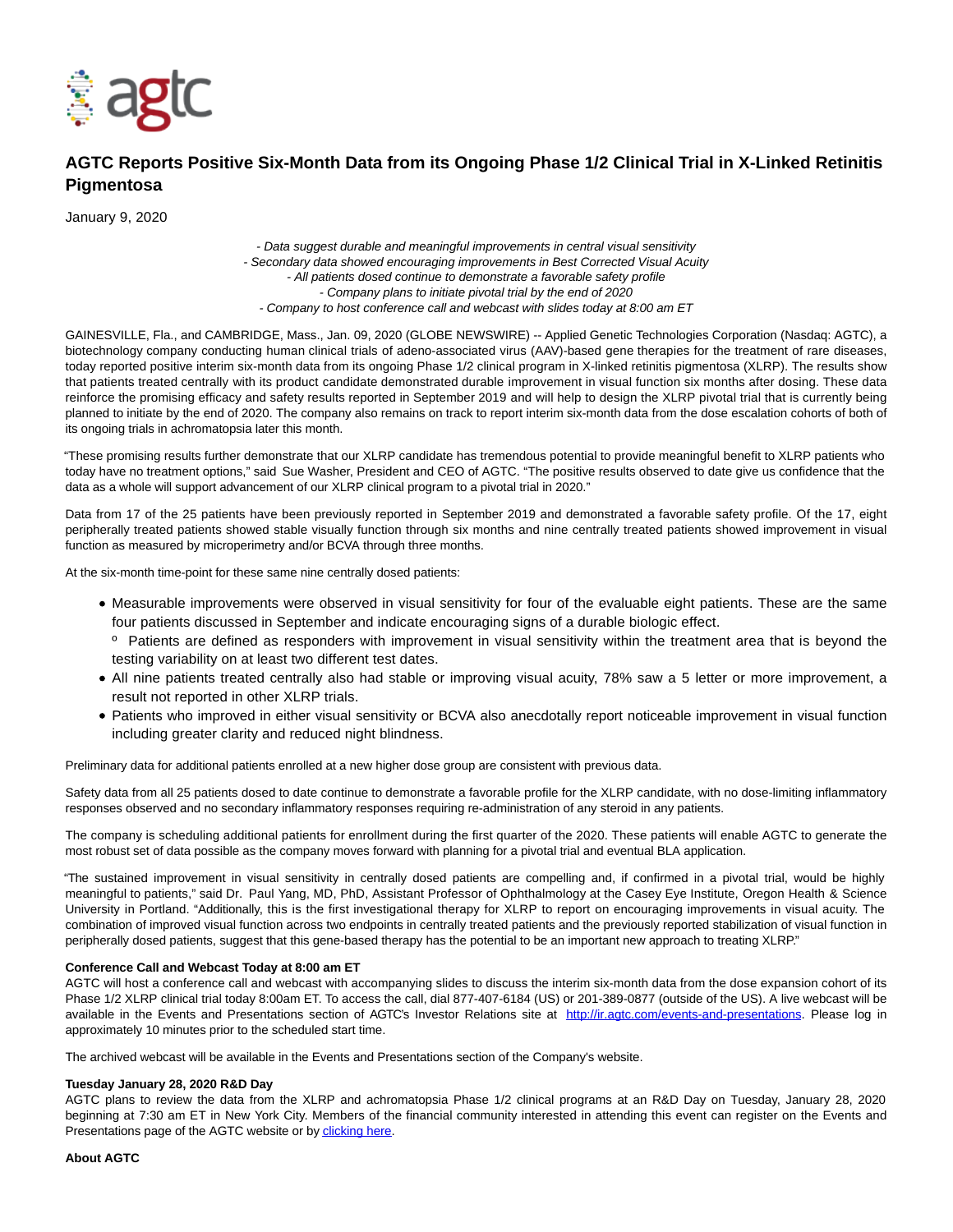# AGTC Reports Positive Six-Month Data from its Ongoing Phase 1/2 Clinical Trial in X-Linked Retinitis Pigmentosa

January 9, 2020

*- Data suggest durable and meaningful improvements in central visual sensitivity*
*- Secondary data showed encouraging improvements in Best Corrected Visual Acuity*
*- All patients dosed continue to demonstrate a favorable safety profile*
*- Company plans to initiate pivotal trial by the end of 2020*
*- Company to host conference call and webcast with slides today at 8:00 am ET*

GAINESVILLE, Fla., and CAMBRIDGE, Mass., Jan. 09, 2020 (GLOBE NEWSWIRE) -- Applied Genetic Technologies Corporation (Nasdaq: AGTC), a biotechnology company conducting human clinical trials of adeno-associated virus (AAV)-based gene therapies for the treatment of rare diseases, today reported positive interim six-month data from its ongoing Phase 1/2 clinical program in X-linked retinitis pigmentosa (XLRP). The results show that patients treated centrally with its product candidate demonstrated durable improvement in visual function six months after dosing. These data reinforce the promising efficacy and safety results reported in September 2019 and will help to design the XLRP pivotal trial that is currently being planned to initiate by the end of 2020. The company also remains on track to report interim six-month data from the dose escalation cohorts of both of its ongoing trials in achromatopsia later this month.

"These promising results further demonstrate that our XLRP candidate has tremendous potential to provide meaningful benefit to XLRP patients who today have no treatment options," said Sue Washer, President and CEO of AGTC. "The positive results observed to date give us confidence that the data as a whole will support advancement of our XLRP clinical program to a pivotal trial in 2020."

Data from 17 of the 25 patients have been previously reported in September 2019 and demonstrated a favorable safety profile. Of the 17, eight peripherally treated patients showed stable visually function through six months and nine centrally treated patients showed improvement in visual function as measured by microperimetry and/or BCVA through three months.

At the six-month time-point for these same nine centrally dosed patients:

- Measurable improvements were observed in visual sensitivity for four of the evaluable eight patients. These are the same four patients discussed in September and indicate encouraging signs of a durable biologic effect.
  - Patients are defined as responders with improvement in visual sensitivity within the treatment area that is beyond the testing variability on at least two different test dates.
- All nine patients treated centrally also had stable or improving visual acuity, 78% saw a 5 letter or more improvement, a result not reported in other XLRP trials.
- Patients who improved in either visual sensitivity or BCVA also anecdotally report noticeable improvement in visual function including greater clarity and reduced night blindness.

Preliminary data for additional patients enrolled at a new higher dose group are consistent with previous data.

Safety data from all 25 patients dosed to date continue to demonstrate a favorable profile for the XLRP candidate, with no dose-limiting inflammatory responses observed and no secondary inflammatory responses requiring re-administration of any steroid in any patients.

The company is scheduling additional patients for enrollment during the first quarter of the 2020. These patients will enable AGTC to generate the most robust set of data possible as the company moves forward with planning for a pivotal trial and eventual BLA application.

"The sustained improvement in visual sensitivity in centrally dosed patients are compelling and, if confirmed in a pivotal trial, would be highly meaningful to patients," said Dr. Paul Yang, MD, PhD, Assistant Professor of Ophthalmology at the Casey Eye Institute, Oregon Health & Science University in Portland. "Additionally, this is the first investigational therapy for XLRP to report on encouraging improvements in visual acuity. The combination of improved visual function across two endpoints in centrally treated patients and the previously reported stabilization of visual function in peripherally dosed patients, suggest that this gene-based therapy has the potential to be an important new approach to treating XLRP."

**Conference Call and Webcast Today at 8:00 am ET**

AGTC will host a conference call and webcast with accompanying slides to discuss the interim six-month data from the dose expansion cohort of its Phase 1/2 XLRP clinical trial today 8:00am ET. To access the call, dial 877-407-6184 (US) or 201-389-0877 (outside of the US). A live webcast will be available in the Events and Presentations section of AGTC's Investor Relations site at http://ir.agtc.com/events-and-presentations. Please log in approximately 10 minutes prior to the scheduled start time.

The archived webcast will be available in the Events and Presentations section of the Company's website.

**Tuesday January 28, 2020 R&D Day**

AGTC plans to review the data from the XLRP and achromatopsia Phase 1/2 clinical programs at an R&D Day on Tuesday, January 28, 2020 beginning at 7:30 am ET in New York City. Members of the financial community interested in attending this event can register on the Events and Presentations page of the AGTC website or by clicking here.

**About AGTC**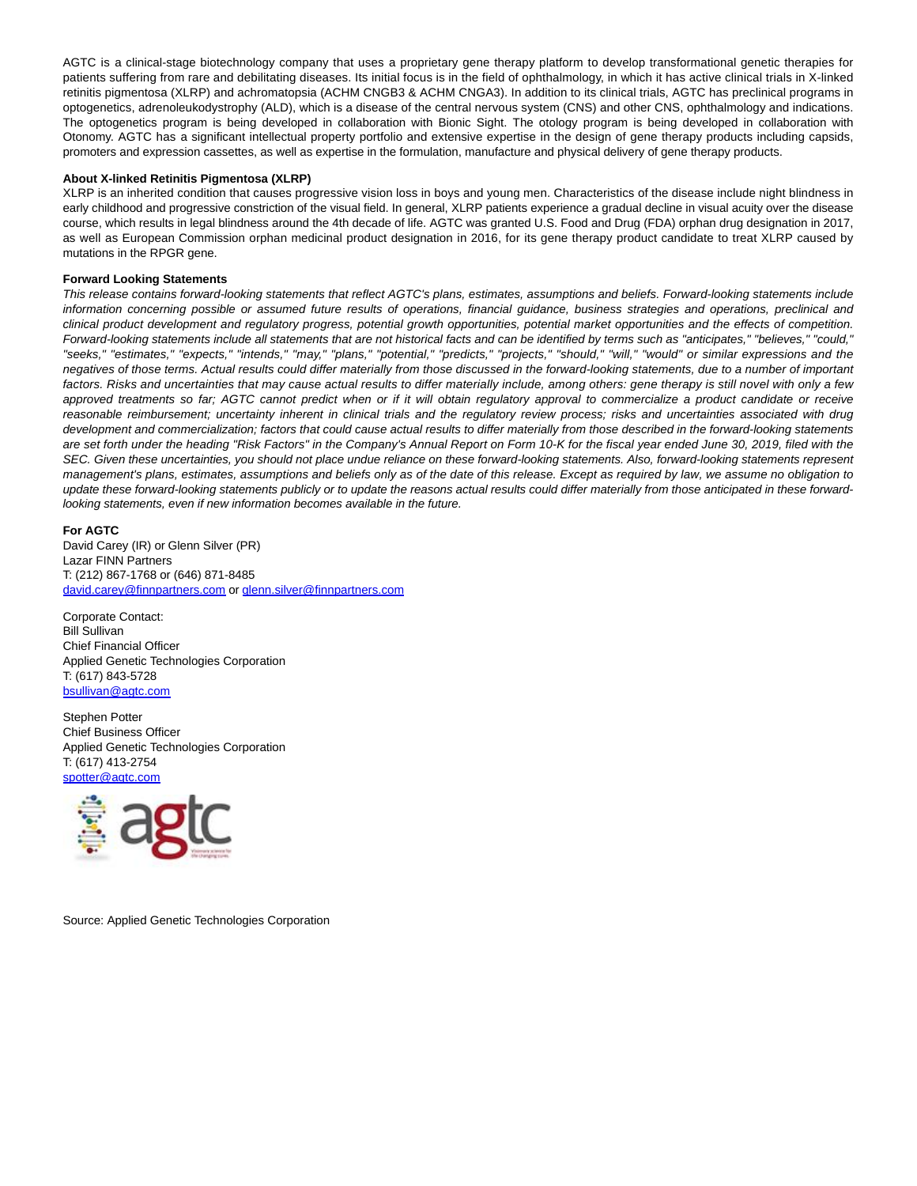AGTC is a clinical-stage biotechnology company that uses a proprietary gene therapy platform to develop transformational genetic therapies for patients suffering from rare and debilitating diseases. Its initial focus is in the field of ophthalmology, in which it has active clinical trials in X-linked retinitis pigmentosa (XLRP) and achromatopsia (ACHM CNGB3 & ACHM CNGA3). In addition to its clinical trials, AGTC has preclinical programs in optogenetics, adrenoleukodystrophy (ALD), which is a disease of the central nervous system (CNS) and other CNS, ophthalmology and indications. The optogenetics program is being developed in collaboration with Bionic Sight. The otology program is being developed in collaboration with Otonomy. AGTC has a significant intellectual property portfolio and extensive expertise in the design of gene therapy products including capsids, promoters and expression cassettes, as well as expertise in the formulation, manufacture and physical delivery of gene therapy products.

**About X-linked Retinitis Pigmentosa (XLRP)**
XLRP is an inherited condition that causes progressive vision loss in boys and young men. Characteristics of the disease include night blindness in early childhood and progressive constriction of the visual field. In general, XLRP patients experience a gradual decline in visual acuity over the disease course, which results in legal blindness around the 4th decade of life. AGTC was granted U.S. Food and Drug (FDA) orphan drug designation in 2017, as well as European Commission orphan medicinal product designation in 2016, for its gene therapy product candidate to treat XLRP caused by mutations in the RPGR gene.

**Forward Looking Statements**
*This release contains forward-looking statements that reflect AGTC's plans, estimates, assumptions and beliefs. Forward-looking statements include information concerning possible or assumed future results of operations, financial guidance, business strategies and operations, preclinical and clinical product development and regulatory progress, potential growth opportunities, potential market opportunities and the effects of competition. Forward-looking statements include all statements that are not historical facts and can be identified by terms such as "anticipates," "believes," "could," "seeks," "estimates," "expects," "intends," "may," "plans," "potential," "predicts," "projects," "should," "will," "would" or similar expressions and the negatives of those terms. Actual results could differ materially from those discussed in the forward-looking statements, due to a number of important factors. Risks and uncertainties that may cause actual results to differ materially include, among others: gene therapy is still novel with only a few approved treatments so far; AGTC cannot predict when or if it will obtain regulatory approval to commercialize a product candidate or receive reasonable reimbursement; uncertainty inherent in clinical trials and the regulatory review process; risks and uncertainties associated with drug development and commercialization; factors that could cause actual results to differ materially from those described in the forward-looking statements are set forth under the heading "Risk Factors" in the Company's Annual Report on Form 10-K for the fiscal year ended June 30, 2019, filed with the SEC. Given these uncertainties, you should not place undue reliance on these forward-looking statements. Also, forward-looking statements represent management's plans, estimates, assumptions and beliefs only as of the date of this release. Except as required by law, we assume no obligation to update these forward-looking statements publicly or to update the reasons actual results could differ materially from those anticipated in these forward-looking statements, even if new information becomes available in the future.*

**For AGTC**
David Carey (IR) or Glenn Silver (PR)
Lazar FINN Partners
T: (212) 867-1768 or (646) 871-8485
david.carey@finnpartners.com or glenn.silver@finnpartners.com

Corporate Contact:
Bill Sullivan
Chief Financial Officer
Applied Genetic Technologies Corporation
T: (617) 843-5728
bsullivan@agtc.com

Stephen Potter
Chief Business Officer
Applied Genetic Technologies Corporation
T: (617) 413-2754
spotter@agtc.com

Source: Applied Genetic Technologies Corporation